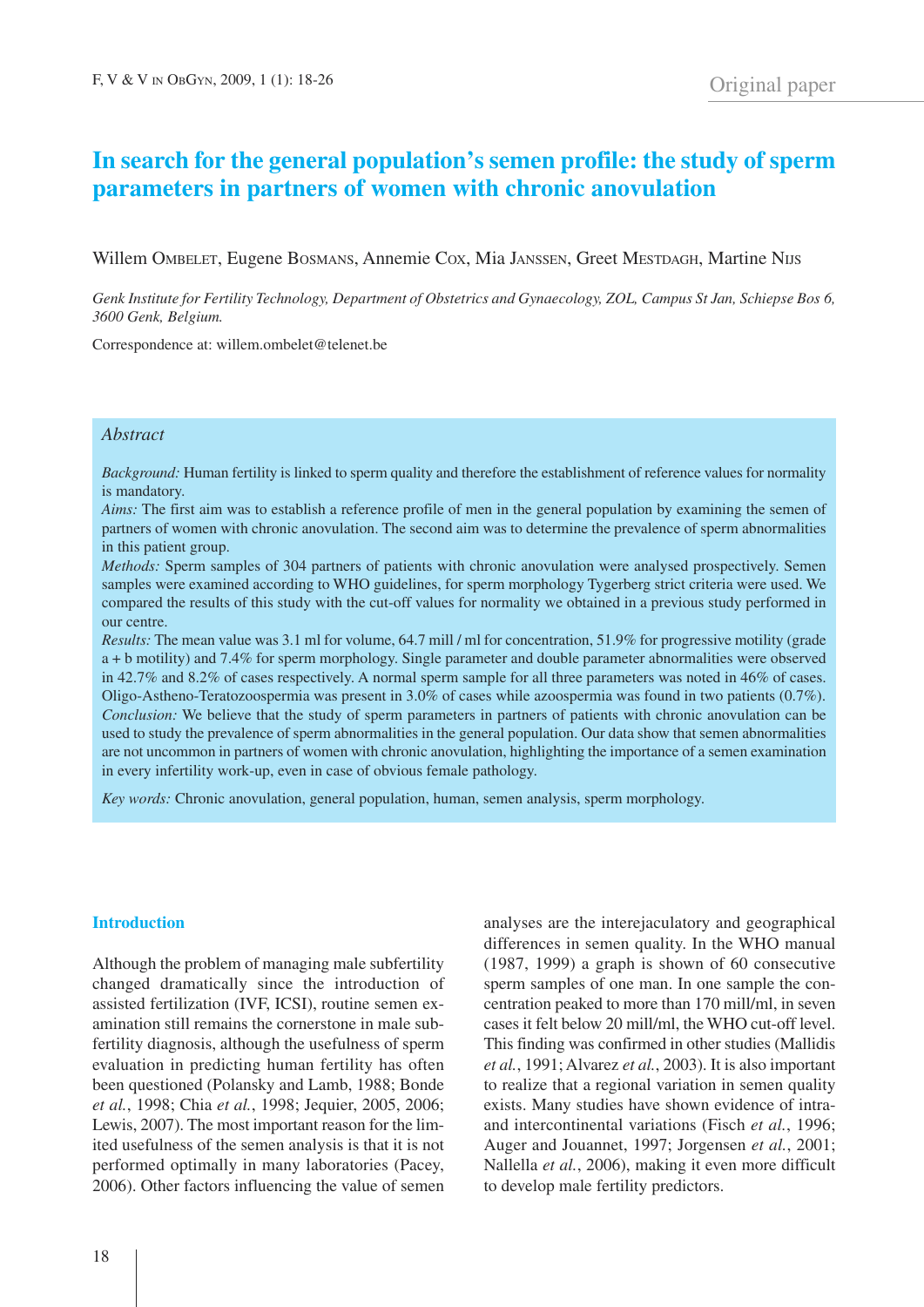Original paper

# In search for the general population's semen profile: the study of sperm parameters in partners of women with chronic anovulation

Willem Ombelet, Eugene Bosmans, Annemie Cox, Mia Janssen, Greet Mestdagh, Martine Nijs

*Genk Institute for Fertility Technology, Department of Obstetrics and Gynaecology, ZOL, Campus St Jan, Schiepse Bos 6, 3600 Genk, Belgium.*

Correspondence at: willem.ombelet@telenet.be

## Abstract

*Background:* Human fertility is linked to sperm quality and therefore the establishment of reference values for normality is mandatory.
*Aims:* The first aim was to establish a reference profile of men in the general population by examining the semen of partners of women with chronic anovulation. The second aim was to determine the prevalence of sperm abnormalities in this patient group.
*Methods:* Sperm samples of 304 partners of patients with chronic anovulation were analysed prospectively. Semen samples were examined according to WHO guidelines, for sperm morphology Tygerberg strict criteria were used. We compared the results of this study with the cut-off values for normality we obtained in a previous study performed in our centre.
*Results:* The mean value was 3.1 ml for volume, 64.7 mill / ml for concentration, 51.9% for progressive motility (grade a + b motility) and 7.4% for sperm morphology. Single parameter and double parameter abnormalities were observed in 42.7% and 8.2% of cases respectively. A normal sperm sample for all three parameters was noted in 46% of cases. Oligo-Astheno-Teratozoospermia was present in 3.0% of cases while azoospermia was found in two patients (0.7%).
*Conclusion:* We believe that the study of sperm parameters in partners of patients with chronic anovulation can be used to study the prevalence of sperm abnormalities in the general population. Our data show that semen abnormalities are not uncommon in partners of women with chronic anovulation, highlighting the importance of a semen examination in every infertility work-up, even in case of obvious female pathology.

*Key words:* Chronic anovulation, general population, human, semen analysis, sperm morphology.

## Introduction

Although the problem of managing male subfertility changed dramatically since the introduction of assisted fertilization (IVF, ICSI), routine semen examination still remains the cornerstone in male subfertility diagnosis, although the usefulness of sperm evaluation in predicting human fertility has often been questioned (Polansky and Lamb, 1988; Bonde *et al.*, 1998; Chia *et al.*, 1998; Jequier, 2005, 2006; Lewis, 2007). The most important reason for the limited usefulness of the semen analysis is that it is not performed optimally in many laboratories (Pacey, 2006). Other factors influencing the value of semen analyses are the interejaculatory and geographical differences in semen quality. In the WHO manual (1987, 1999) a graph is shown of 60 consecutive sperm samples of one man. In one sample the concentration peaked to more than 170 mill/ml, in seven cases it felt below 20 mill/ml, the WHO cut-off level. This finding was confirmed in other studies (Mallidis *et al.*, 1991; Alvarez *et al.*, 2003). It is also important to realize that a regional variation in semen quality exists. Many studies have shown evidence of intra- and intercontinental variations (Fisch *et al.*, 1996; Auger and Jouannet, 1997; Jorgensen *et al.*, 2001; Nallella *et al.*, 2006), making it even more difficult to develop male fertility predictors.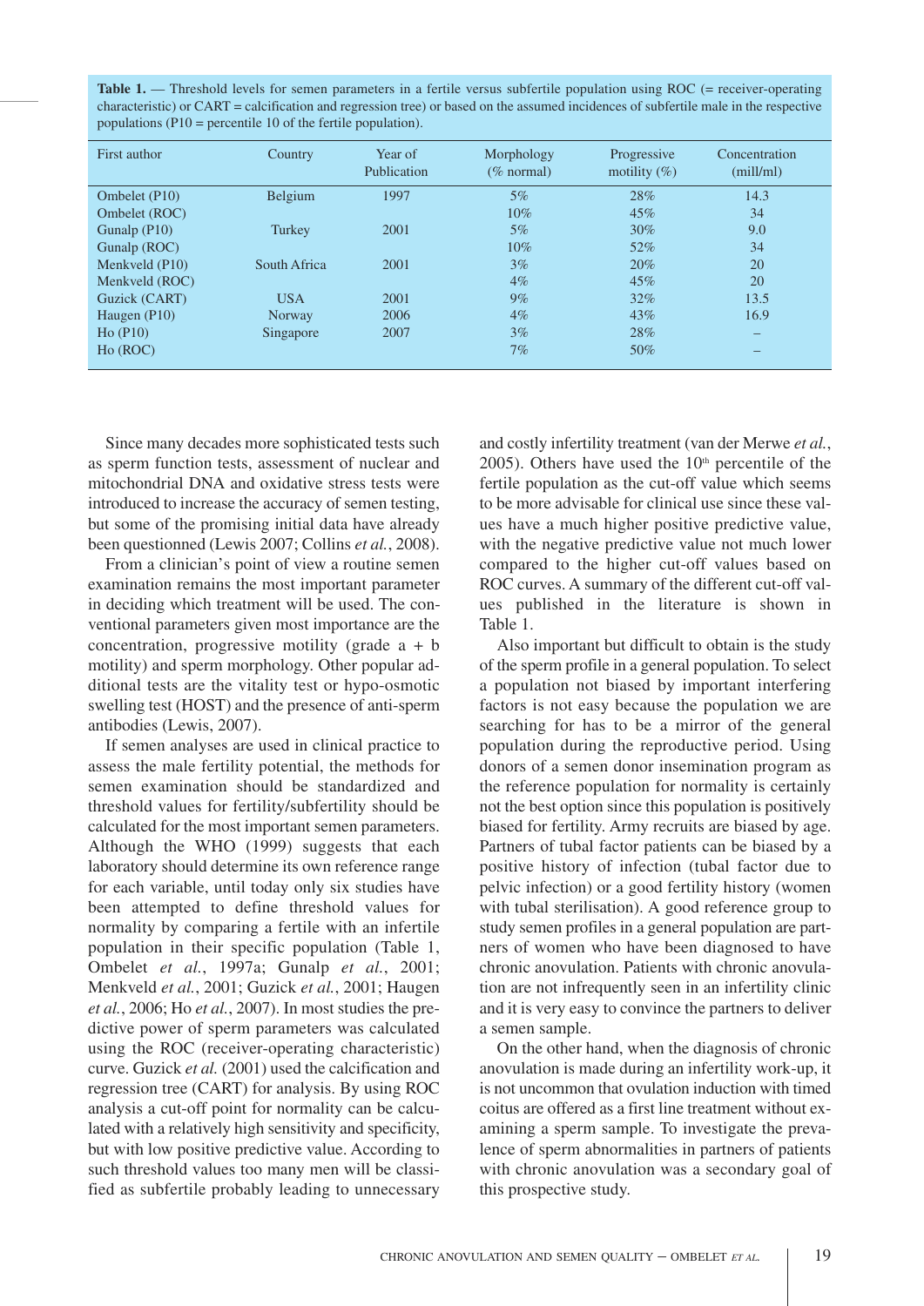**Table 1.** — Threshold levels for semen parameters in a fertile versus subfertile population using ROC (= receiver-operating characteristic) or CART = calcification and regression tree) or based on the assumed incidences of subfertile male in the respective populations (P10 = percentile 10 of the fertile population).

| First author | Country | Year of Publication | Morphology (% normal) | Progressive motility (%) | Concentration (mill/ml) |
|---|---|---|---|---|---|
| Ombelet (P10) | Belgium | 1997 | 5% | 28% | 14.3 |
| Ombelet (ROC) | | | 10% | 45% | 34 |
| Gunalp (P10) | Turkey | 2001 | 5% | 30% | 9.0 |
| Gunalp (ROC) | | | 10% | 52% | 34 |
| Menkveld (P10) | South Africa | 2001 | 3% | 20% | 20 |
| Menkveld (ROC) | | | 4% | 45% | 20 |
| Guzick (CART) | USA | 2001 | 9% | 32% | 13.5 |
| Haugen (P10) | Norway | 2006 | 4% | 43% | 16.9 |
| Ho (P10) | Singapore | 2007 | 3% | 28% | – |
| Ho (ROC) | | | 7% | 50% | – |

Since many decades more sophisticated tests such as sperm function tests, assessment of nuclear and mitochondrial DNA and oxidative stress tests were introduced to increase the accuracy of semen testing, but some of the promising initial data have already been questioned (Lewis 2007; Collins *et al.*, 2008).

From a clinician's point of view a routine semen examination remains the most important parameter in deciding which treatment will be used. The conventional parameters given most importance are the concentration, progressive motility (grade a + b motility) and sperm morphology. Other popular additional tests are the vitality test or hypo-osmotic swelling test (HOST) and the presence of anti-sperm antibodies (Lewis, 2007).

If semen analyses are used in clinical practice to assess the male fertility potential, the methods for semen examination should be standardized and threshold values for fertility/subfertility should be calculated for the most important semen parameters. Although the WHO (1999) suggests that each laboratory should determine its own reference range for each variable, until today only six studies have been attempted to define threshold values for normality by comparing a fertile with an infertile population in their specific population (Table 1, Ombelet *et al.*, 1997a; Gunalp *et al.*, 2001; Menkveld *et al.*, 2001; Guzick *et al.*, 2001; Haugen *et al.*, 2006; Ho *et al.*, 2007). In most studies the predictive power of sperm parameters was calculated using the ROC (receiver-operating characteristic) curve. Guzick *et al.* (2001) used the calcification and regression tree (CART) for analysis. By using ROC analysis a cut-off point for normality can be calculated with a relatively high sensitivity and specificity, but with low positive predictive value. According to such threshold values too many men will be classified as subfertile probably leading to unnecessary and costly infertility treatment (van der Merwe *et al.*, 2005). Others have used the 10[th] percentile of the fertile population as the cut-off value which seems to be more advisable for clinical use since these values have a much higher positive predictive value, with the negative predictive value not much lower compared to the higher cut-off values based on ROC curves. A summary of the different cut-off values published in the literature is shown in Table 1.

Also important but difficult to obtain is the study of the sperm profile in a general population. To select a population not biased by important interfering factors is not easy because the population we are searching for has to be a mirror of the general population during the reproductive period. Using donors of a semen donor insemination program as the reference population for normality is certainly not the best option since this population is positively biased for fertility. Army recruits are biased by age. Partners of tubal factor patients can be biased by a positive history of infection (tubal factor due to pelvic infection) or a good fertility history (women with tubal sterilisation). A good reference group to study semen profiles in a general population are partners of women who have been diagnosed to have chronic anovulation. Patients with chronic anovulation are not infrequently seen in an infertility clinic and it is very easy to convince the partners to deliver a semen sample.

On the other hand, when the diagnosis of chronic anovulation is made during an infertility work-up, it is not uncommon that ovulation induction with timed coitus are offered as a first line treatment without examining a sperm sample. To investigate the prevalence of sperm abnormalities in partners of patients with chronic anovulation was a secondary goal of this prospective study.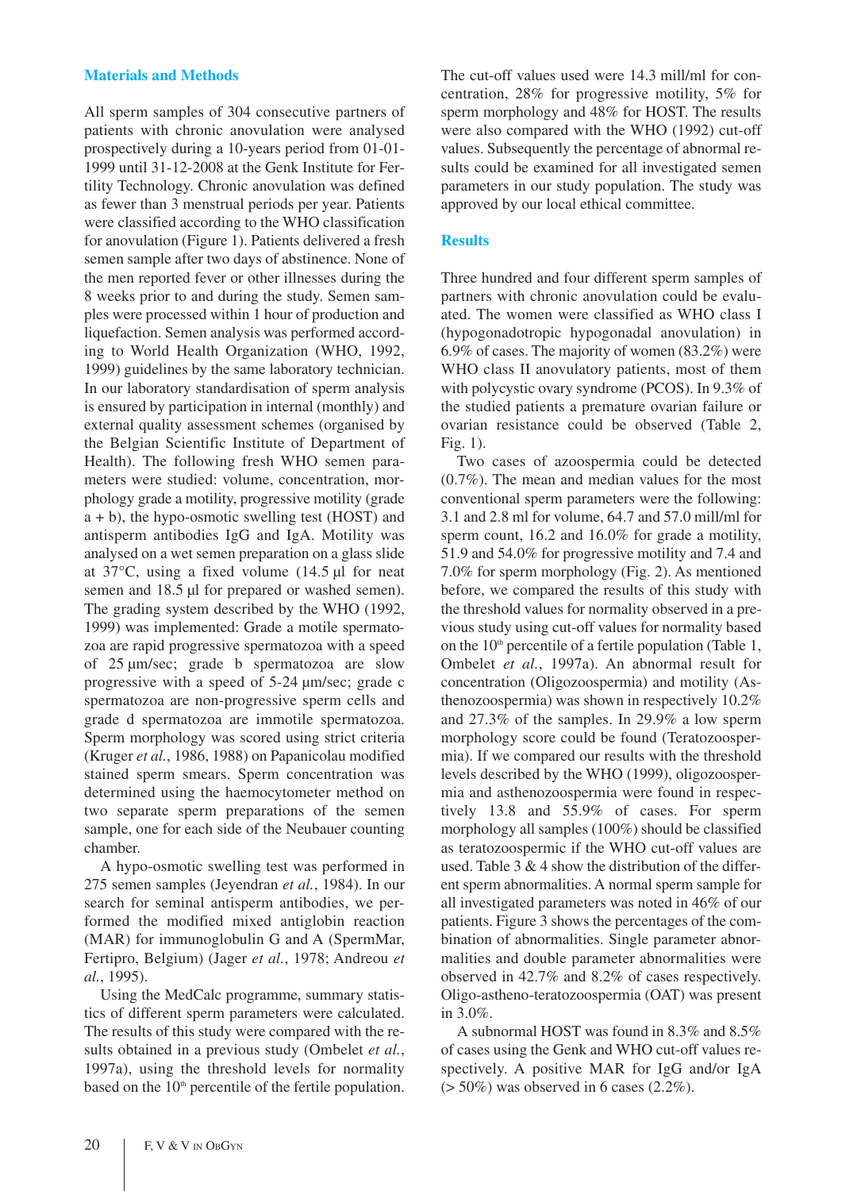## Materials and Methods

All sperm samples of 304 consecutive partners of patients with chronic anovulation were analysed prospectively during a 10-years period from 01-01-1999 until 31-12-2008 at the Genk Institute for Fertility Technology. Chronic anovulation was defined as fewer than 3 menstrual periods per year. Patients were classified according to the WHO classification for anovulation (Figure 1). Patients delivered a fresh semen sample after two days of abstinence. None of the men reported fever or other illnesses during the 8 weeks prior to and during the study. Semen samples were processed within 1 hour of production and liquefaction. Semen analysis was performed according to World Health Organization (WHO, 1992, 1999) guidelines by the same laboratory technician. In our laboratory standardisation of sperm analysis is ensured by participation in internal (monthly) and external quality assessment schemes (organised by the Belgian Scientific Institute of Department of Health). The following fresh WHO semen parameters were studied: volume, concentration, morphology grade a motility, progressive motility (grade a + b), the hypo-osmotic swelling test (HOST) and antisperm antibodies IgG and IgA. Motility was analysed on a wet semen preparation on a glass slide at 37°C, using a fixed volume (14.5 µl for neat semen and 18.5 µl for prepared or washed semen). The grading system described by the WHO (1992, 1999) was implemented: Grade a motile spermatozoa are rapid progressive spermatozoa with a speed of 25 µm/sec; grade b spermatozoa are slow progressive with a speed of 5-24 µm/sec; grade c spermatozoa are non-progressive sperm cells and grade d spermatozoa are immotile spermatozoa. Sperm morphology was scored using strict criteria (Kruger *et al.*, 1986, 1988) on Papanicolau modified stained sperm smears. Sperm concentration was determined using the haemocytometer method on two separate sperm preparations of the semen sample, one for each side of the Neubauer counting chamber.

A hypo-osmotic swelling test was performed in 275 semen samples (Jeyendran *et al.*, 1984). In our search for seminal antisperm antibodies, we performed the modified mixed antiglobin reaction (MAR) for immunoglobulin G and A (SpermMar, Fertipro, Belgium) (Jager *et al.*, 1978; Andreou *et al.*, 1995).

Using the MedCalc programme, summary statistics of different sperm parameters were calculated. The results of this study were compared with the results obtained in a previous study (Ombelet *et al.*, 1997a), using the threshold levels for normality based on the 10th percentile of the fertile population. The cut-off values used were 14.3 mill/ml for concentration, 28% for progressive motility, 5% for sperm morphology and 48% for HOST. The results were also compared with the WHO (1992) cut-off values. Subsequently the percentage of abnormal results could be examined for all investigated semen parameters in our study population. The study was approved by our local ethical committee.

## Results

Three hundred and four different sperm samples of partners with chronic anovulation could be evaluated. The women were classified as WHO class I (hypogonadotropic hypogonadal anovulation) in 6.9% of cases. The majority of women (83.2%) were WHO class II anovulatory patients, most of them with polycystic ovary syndrome (PCOS). In 9.3% of the studied patients a premature ovarian failure or ovarian resistance could be observed (Table 2, Fig. 1).

Two cases of azoospermia could be detected (0.7%). The mean and median values for the most conventional sperm parameters were the following: 3.1 and 2.8 ml for volume, 64.7 and 57.0 mill/ml for sperm count, 16.2 and 16.0% for grade a motility, 51.9 and 54.0% for progressive motility and 7.4 and 7.0% for sperm morphology (Fig. 2). As mentioned before, we compared the results of this study with the threshold values for normality observed in a previous study using cut-off values for normality based on the 10th percentile of a fertile population (Table 1, Ombelet *et al.*, 1997a). An abnormal result for concentration (Oligozoospermia) and motility (Asthenozoospermia) was shown in respectively 10.2% and 27.3% of the samples. In 29.9% a low sperm morphology score could be found (Teratozoospermia). If we compared our results with the threshold levels described by the WHO (1999), oligozoospermia and asthenozoospermia were found in respectively 13.8 and 55.9% of cases. For sperm morphology all samples (100%) should be classified as teratozoospermic if the WHO cut-off values are used. Table 3 & 4 show the distribution of the different sperm abnormalities. A normal sperm sample for all investigated parameters was noted in 46% of our patients. Figure 3 shows the percentages of the combination of abnormalities. Single parameter abnormalities and double parameter abnormalities were observed in 42.7% and 8.2% of cases respectively. Oligo-astheno-teratozoospermia (OAT) was present in 3.0%.

A subnormal HOST was found in 8.3% and 8.5% of cases using the Genk and WHO cut-off values respectively. A positive MAR for IgG and/or IgA (> 50%) was observed in 6 cases (2.2%).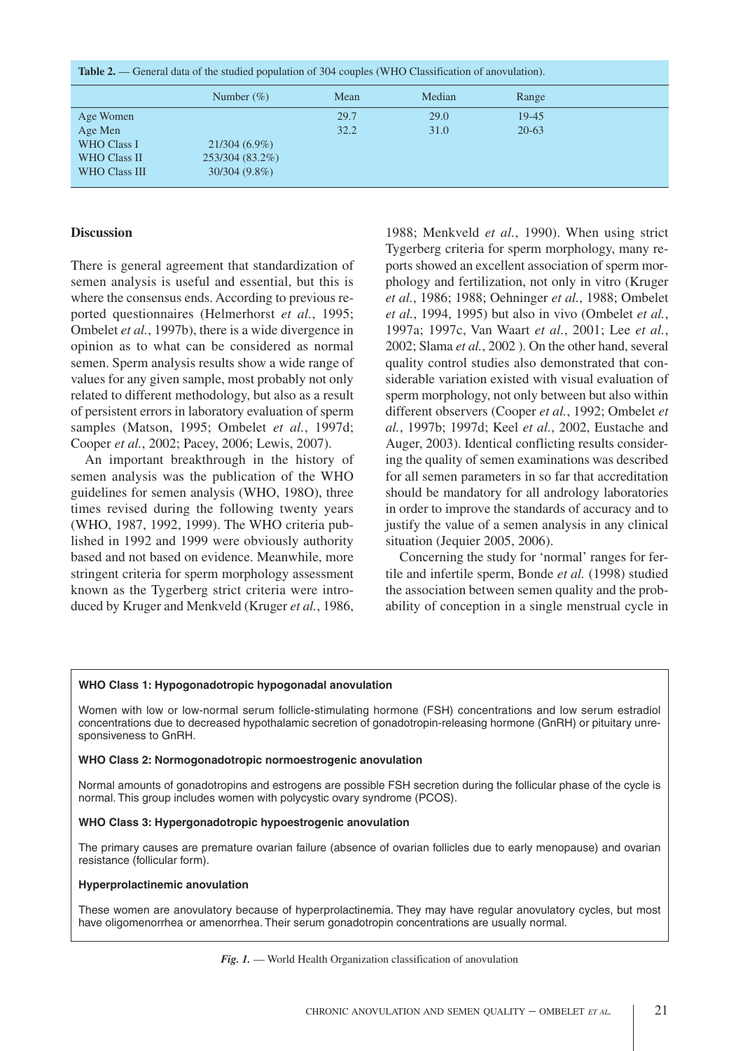**Table 2.** — General data of the studied population of 304 couples (WHO Classification of anovulation).

| | Number (%) | Mean | Median | Range |
|---|---|---|---|---|
| Age Women | | 29.7 | 29.0 | 19-45 |
| Age Men | | 32.2 | 31.0 | 20-63 |
| WHO Class I | 21/304 (6.9%) | | | |
| WHO Class II | 253/304 (83.2%) | | | |
| WHO Class III | 30/304 (9.8%) | | | |

## Discussion

There is general agreement that standardization of semen analysis is useful and essential, but this is where the consensus ends. According to previous reported questionnaires (Helmerhorst *et al.*, 1995; Ombelet *et al.*, 1997b), there is a wide divergence in opinion as to what can be considered as normal semen. Sperm analysis results show a wide range of values for any given sample, most probably not only related to different methodology, but also as a result of persistent errors in laboratory evaluation of sperm samples (Matson, 1995; Ombelet *et al.*, 1997d; Cooper *et al.*, 2002; Pacey, 2006; Lewis, 2007).

An important breakthrough in the history of semen analysis was the publication of the WHO guidelines for semen analysis (WHO, 198O), three times revised during the following twenty years (WHO, 1987, 1992, 1999). The WHO criteria published in 1992 and 1999 were obviously authority based and not based on evidence. Meanwhile, more stringent criteria for sperm morphology assessment known as the Tygerberg strict criteria were introduced by Kruger and Menkveld (Kruger *et al.*, 1986, 1988; Menkveld *et al.*, 1990). When using strict Tygerberg criteria for sperm morphology, many reports showed an excellent association of sperm morphology and fertilization, not only in vitro (Kruger *et al.*, 1986; 1988; Oehninger *et al.*, 1988; Ombelet *et al.*, 1994, 1995) but also in vivo (Ombelet *et al.*, 1997a; 1997c, Van Waart *et al.*, 2001; Lee *et al.*, 2002; Slama *et al.*, 2002 ). On the other hand, several quality control studies also demonstrated that considerable variation existed with visual evaluation of sperm morphology, not only between but also within different observers (Cooper *et al.*, 1992; Ombelet *et al.*, 1997b; 1997d; Keel *et al.*, 2002, Eustache and Auger, 2003). Identical conflicting results considering the quality of semen examinations was described for all semen parameters in so far that accreditation should be mandatory for all andrology laboratories in order to improve the standards of accuracy and to justify the value of a semen analysis in any clinical situation (Jequier 2005, 2006).

Concerning the study for 'normal' ranges for fertile and infertile sperm, Bonde *et al.* (1998) studied the association between semen quality and the probability of conception in a single menstrual cycle in

**WHO Class 1: Hypogonadotropic hypogonadal anovulation**

Women with low or low-normal serum follicle-stimulating hormone (FSH) concentrations and low serum estradiol concentrations due to decreased hypothalamic secretion of gonadotropin-releasing hormone (GnRH) or pituitary unresponsiveness to GnRH.

**WHO Class 2: Normogonadotropic normoestrogenic anovulation**

Normal amounts of gonadotropins and estrogens are possible FSH secretion during the follicular phase of the cycle is normal. This group includes women with polycystic ovary syndrome (PCOS).

**WHO Class 3: Hypergonadotropic hypoestrogenic anovulation**

The primary causes are premature ovarian failure (absence of ovarian follicles due to early menopause) and ovarian resistance (follicular form).

**Hyperprolactinemic anovulation**

These women are anovulatory because of hyperprolactinemia. They may have regular anovulatory cycles, but most have oligomenorrhea or amenorrhea. Their serum gonadotropin concentrations are usually normal.

*Fig. 1.* — World Health Organization classification of anovulation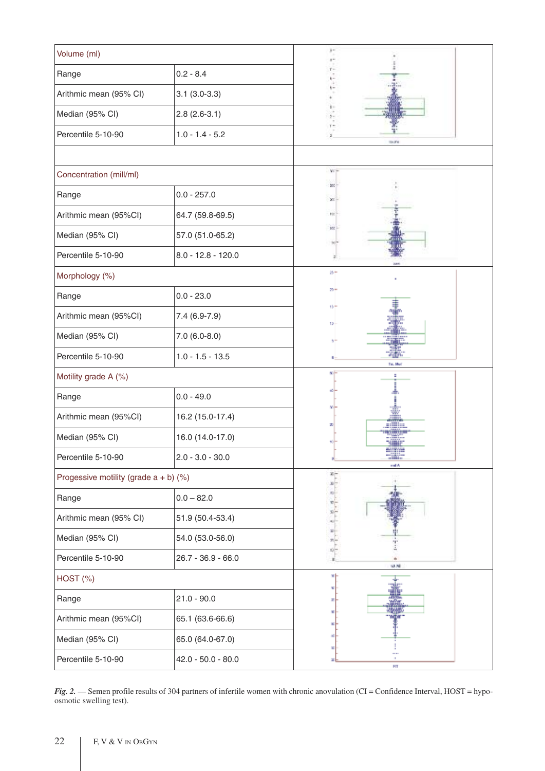| Volume (ml) | |
|---|---|
| Range | 0.2 - 8.4 |
| Arithmic mean (95% CI) | 3.1 (3.0-3.3) |
| Median (95% CI) | 2.8 (2.6-3.1) |
| Percentile 5-10-90 | 1.0 - 1.4 - 5.2 |
| | |
| Concentration (mill/ml) | |
| Range | 0.0 - 257.0 |
| Arithmic mean (95%CI) | 64.7 (59.8-69.5) |
| Median (95% CI) | 57.0 (51.0-65.2) |
| Percentile 5-10-90 | 8.0 - 12.8 - 120.0 |
| Morphology (%) | |
| Range | 0.0 - 23.0 |
| Arithmic mean (95%CI) | 7.4 (6.9-7.9) |
| Median (95% CI) | 7.0 (6.0-8.0) |
| Percentile 5-10-90 | 1.0 - 1.5 - 13.5 |
| Motility grade A (%) | |
| Range | 0.0 - 49.0 |
| Arithmic mean (95%CI) | 16.2 (15.0-17.4) |
| Median (95% CI) | 16.0 (14.0-17.0) |
| Percentile 5-10-90 | 2.0 - 3.0 - 30.0 |
| Progessive motility (grade a + b) (%) | |
| Range | 0.0 – 82.0 |
| Arithmic mean (95% CI) | 51.9 (50.4-53.4) |
| Median (95% CI) | 54.0 (53.0-56.0) |
| Percentile 5-10-90 | 26.7 - 36.9 - 66.0 |
| HOST (%) | |
| Range | 21.0 - 90.0 |
| Arithmic mean (95%CI) | 65.1 (63.6-66.6) |
| Median (95% CI) | 65.0 (64.0-67.0) |
| Percentile 5-10-90 | 42.0 - 50.0 - 80.0 |

*Fig. 2.* — Semen profile results of 304 partners of infertile women with chronic anovulation (CI = Confidence Interval, HOST = hypo-osmotic swelling test).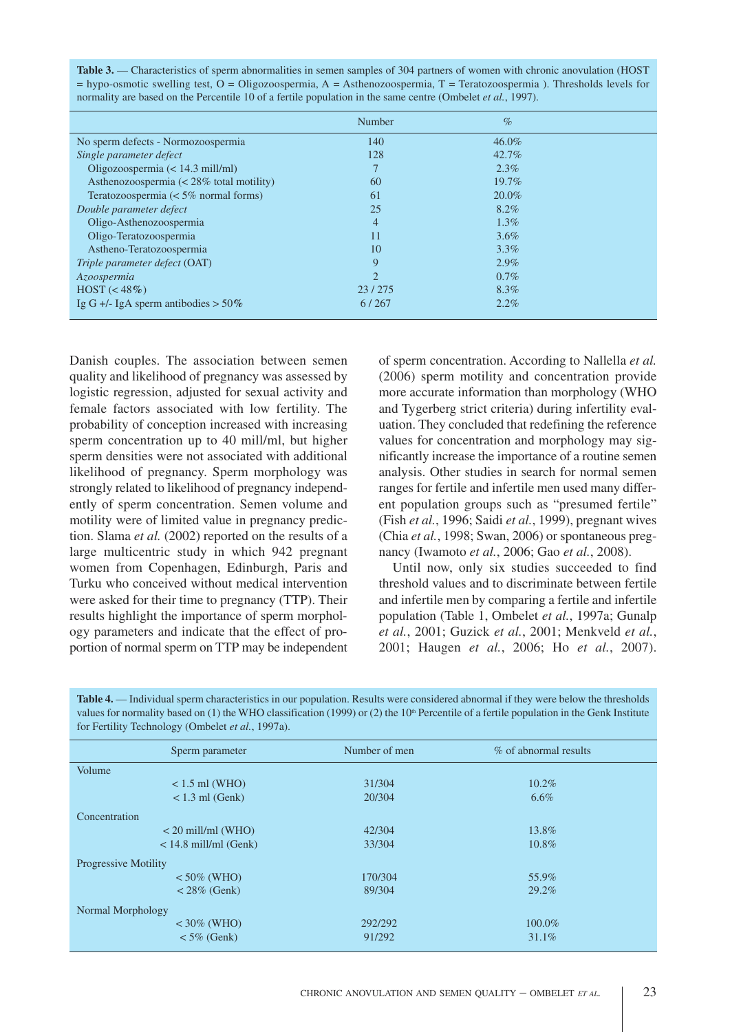**Table 3.** — Characteristics of sperm abnormalities in semen samples of 304 partners of women with chronic anovulation (HOST = hypo-osmotic swelling test, O = Oligozoospermia, A = Asthenozoospermia, T = Teratozoospermia ). Thresholds levels for normality are based on the Percentile 10 of a fertile population in the same centre (Ombelet *et al.*, 1997).

| | Number | % |
|---|---|---|
| No sperm defects - Normozoospermia | 140 | 46.0% |
| *Single parameter defect* | 128 | 42.7% |
| Oligozoospermia (< 14.3 mill/ml) | 7 | 2.3% |
| Asthenozoospermia (< 28% total motility) | 60 | 19.7% |
| Teratozoospermia (< 5% normal forms) | 61 | 20.0% |
| *Double parameter defect* | 25 | 8.2% |
| Oligo-Asthenozoospermia | 4 | 1.3% |
| Oligo-Teratozoospermia | 11 | 3.6% |
| Astheno-Teratozoospermia | 10 | 3.3% |
| *Triple parameter defect* (OAT) | 9 | 2.9% |
| *Azoospermia* | 2 | 0.7% |
| HOST (< 48%) | 23 / 275 | 8.3% |
| Ig G +/- IgA sperm antibodies > 50% | 6 / 267 | 2.2% |

Danish couples. The association between semen quality and likelihood of pregnancy was assessed by logistic regression, adjusted for sexual activity and female factors associated with low fertility. The probability of conception increased with increasing sperm concentration up to 40 mill/ml, but higher sperm densities were not associated with additional likelihood of pregnancy. Sperm morphology was strongly related to likelihood of pregnancy independently of sperm concentration. Semen volume and motility were of limited value in pregnancy prediction. Slama *et al.* (2002) reported on the results of a large multicentric study in which 942 pregnant women from Copenhagen, Edinburgh, Paris and Turku who conceived without medical intervention were asked for their time to pregnancy (TTP). Their results highlight the importance of sperm morphology parameters and indicate that the effect of proportion of normal sperm on TTP may be independent of sperm concentration. According to Nallella *et al.* (2006) sperm motility and concentration provide more accurate information than morphology (WHO and Tygerberg strict criteria) during infertility evaluation. They concluded that redefining the reference values for concentration and morphology may significantly increase the importance of a routine semen analysis. Other studies in search for normal semen ranges for fertile and infertile men used many different population groups such as "presumed fertile" (Fish *et al.*, 1996; Saidi *et al.*, 1999), pregnant wives (Chia *et al.*, 1998; Swan, 2006) or spontaneous pregnancy (Iwamoto *et al.*, 2006; Gao *et al.*, 2008).

Until now, only six studies succeeded to find threshold values and to discriminate between fertile and infertile men by comparing a fertile and infertile population (Table 1, Ombelet *et al.*, 1997a; Gunalp *et al.*, 2001; Guzick *et al.*, 2001; Menkveld *et al.*, 2001; Haugen *et al.*, 2006; Ho *et al.*, 2007).

**Table 4.** — Individual sperm characteristics in our population. Results were considered abnormal if they were below the thresholds values for normality based on (1) the WHO classification (1999) or (2) the 10th Percentile of a fertile population in the Genk Institute for Fertility Technology (Ombelet *et al.*, 1997a).

| Sperm parameter | Number of men | % of abnormal results |
|---|---|---|
| Volume | | |
| < 1.5 ml (WHO) | 31/304 | 10.2% |
| < 1.3 ml (Genk) | 20/304 | 6.6% |
| Concentration | | |
| < 20 mill/ml (WHO) | 42/304 | 13.8% |
| < 14.8 mill/ml (Genk) | 33/304 | 10.8% |
| Progressive Motility | | |
| < 50% (WHO) | 170/304 | 55.9% |
| < 28% (Genk) | 89/304 | 29.2% |
| Normal Morphology | | |
| < 30% (WHO) | 292/292 | 100.0% |
| < 5% (Genk) | 91/292 | 31.1% |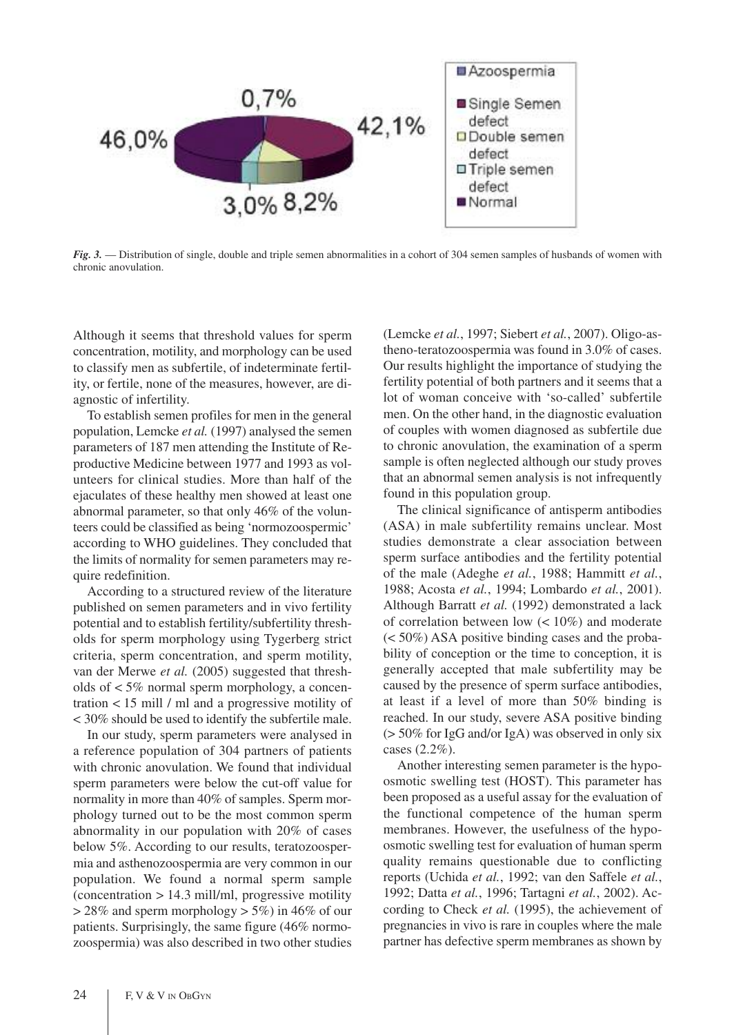*Fig. 3.* — Distribution of single, double and triple semen abnormalities in a cohort of 304 semen samples of husbands of women with chronic anovulation.

Although it seems that threshold values for sperm concentration, motility, and morphology can be used to classify men as subfertile, of indeterminate fertility, or fertile, none of the measures, however, are diagnostic of infertility.

To establish semen profiles for men in the general population, Lemcke *et al.* (1997) analysed the semen parameters of 187 men attending the Institute of Reproductive Medicine between 1977 and 1993 as volunteers for clinical studies. More than half of the ejaculates of these healthy men showed at least one abnormal parameter, so that only 46% of the volunteers could be classified as being 'normozoospermic' according to WHO guidelines. They concluded that the limits of normality for semen parameters may require redefinition.

According to a structured review of the literature published on semen parameters and in vivo fertility potential and to establish fertility/subfertility thresholds for sperm morphology using Tygerberg strict criteria, sperm concentration, and sperm motility, van der Merwe *et al.* (2005) suggested that thresholds of < 5% normal sperm morphology, a concentration < 15 mill / ml and a progressive motility of < 30% should be used to identify the subfertile male.

In our study, sperm parameters were analysed in a reference population of 304 partners of patients with chronic anovulation. We found that individual sperm parameters were below the cut-off value for normality in more than 40% of samples. Sperm morphology turned out to be the most common sperm abnormality in our population with 20% of cases below 5%. According to our results, teratozoospermia and asthenozoospermia are very common in our population. We found a normal sperm sample (concentration > 14.3 mill/ml, progressive motility > 28% and sperm morphology > 5%) in 46% of our patients. Surprisingly, the same figure (46% normozoospermia) was also described in two other studies (Lemcke *et al.*, 1997; Siebert *et al.*, 2007). Oligo-asthenо-teratozoospermia was found in 3.0% of cases. Our results highlight the importance of studying the fertility potential of both partners and it seems that a lot of woman conceive with 'so-called' subfertile men. On the other hand, in the diagnostic evaluation of couples with women diagnosed as subfertile due to chronic anovulation, the examination of a sperm sample is often neglected although our study proves that an abnormal semen analysis is not infrequently found in this population group.

The clinical significance of antisperm antibodies (ASA) in male subfertility remains unclear. Most studies demonstrate a clear association between sperm surface antibodies and the fertility potential of the male (Adeghe *et al.*, 1988; Hammitt *et al.*, 1988; Acosta *et al.*, 1994; Lombardo *et al.*, 2001). Although Barratt *et al.* (1992) demonstrated a lack of correlation between low (< 10%) and moderate (< 50%) ASA positive binding cases and the probability of conception or the time to conception, it is generally accepted that male subfertility may be caused by the presence of sperm surface antibodies, at least if a level of more than 50% binding is reached. In our study, severe ASA positive binding (> 50% for IgG and/or IgA) was observed in only six cases (2.2%).

Another interesting semen parameter is the hypoosmotic swelling test (HOST). This parameter has been proposed as a useful assay for the evaluation of the functional competence of the human sperm membranes. However, the usefulness of the hypoosmotic swelling test for evaluation of human sperm quality remains questionable due to conflicting reports (Uchida *et al.*, 1992; van den Saffele *et al.*, 1992; Datta *et al.*, 1996; Tartagni *et al.*, 2002). According to Check *et al.* (1995), the achievement of pregnancies in vivo is rare in couples where the male partner has defective sperm membranes as shown by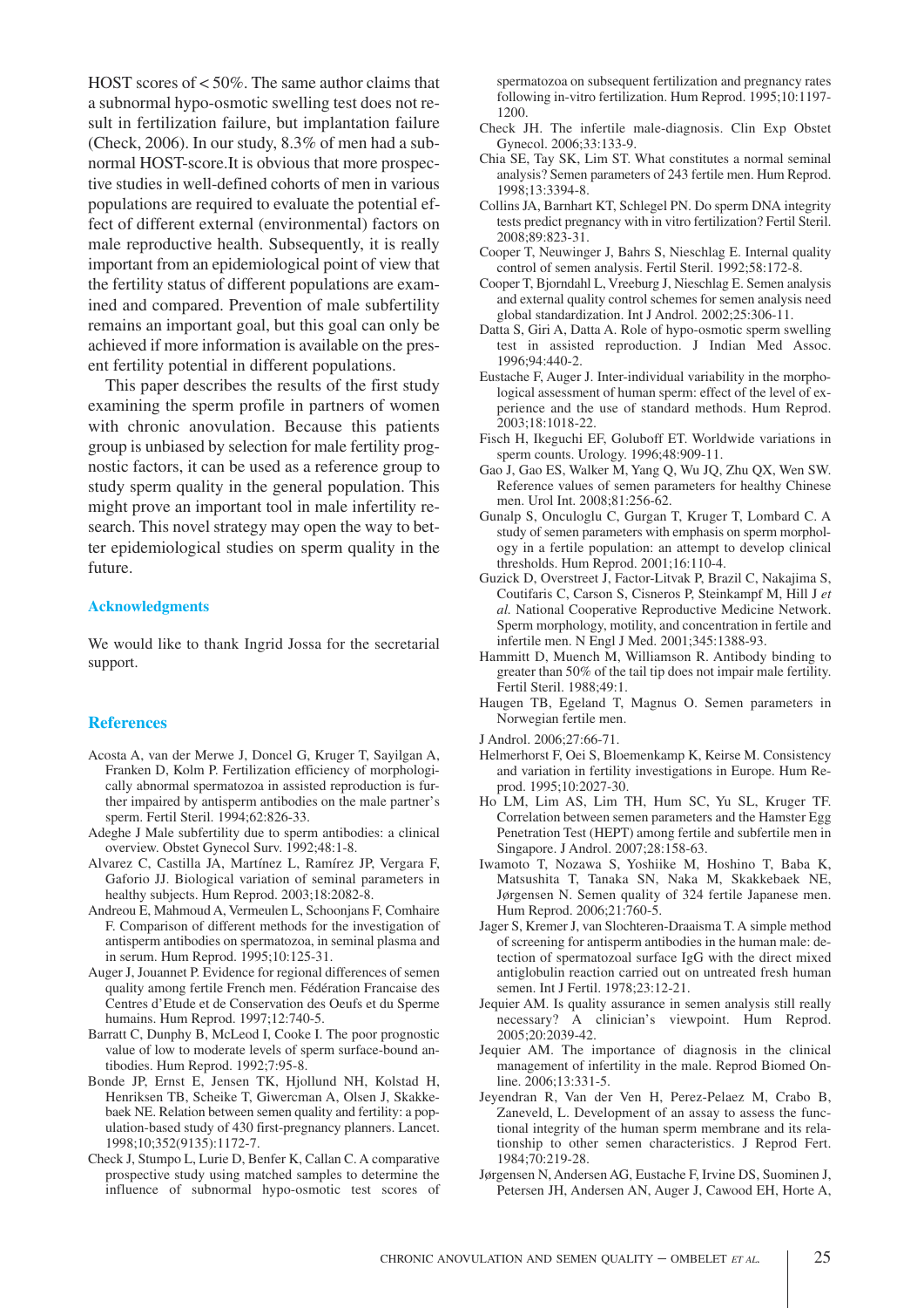HOST scores of < 50%. The same author claims that a subnormal hypo-osmotic swelling test does not result in fertilization failure, but implantation failure (Check, 2006). In our study, 8.3% of men had a subnormal HOST-score.It is obvious that more prospective studies in well-defined cohorts of men in various populations are required to evaluate the potential effect of different external (environmental) factors on male reproductive health. Subsequently, it is really important from an epidemiological point of view that the fertility status of different populations are examined and compared. Prevention of male subfertility remains an important goal, but this goal can only be achieved if more information is available on the present fertility potential in different populations.

This paper describes the results of the first study examining the sperm profile in partners of women with chronic anovulation. Because this patients group is unbiased by selection for male fertility prognostic factors, it can be used as a reference group to study sperm quality in the general population. This might prove an important tool in male infertility research. This novel strategy may open the way to better epidemiological studies on sperm quality in the future.

## Acknowledgments

We would like to thank Ingrid Jossa for the secretarial support.

## References

Acosta A, van der Merwe J, Doncel G, Kruger T, Sayilgan A, Franken D, Kolm P. Fertilization efficiency of morphologically abnormal spermatozoa in assisted reproduction is further impaired by antisperm antibodies on the male partner's sperm. Fertil Steril. 1994;62:826-33.

Adeghe J Male subfertility due to sperm antibodies: a clinical overview. Obstet Gynecol Surv. 1992;48:1-8.

Alvarez C, Castilla JA, Martínez L, Ramírez JP, Vergara F, Gaforio JJ. Biological variation of seminal parameters in healthy subjects. Hum Reprod. 2003;18:2082-8.

Andreou E, Mahmoud A, Vermeulen L, Schoonjans F, Comhaire F. Comparison of different methods for the investigation of antisperm antibodies on spermatozoa, in seminal plasma and in serum. Hum Reprod. 1995;10:125-31.

Auger J, Jouannet P. Evidence for regional differences of semen quality among fertile French men. Fédération Francaise des Centres d'Etude et de Conservation des Oeufs et du Sperme humains. Hum Reprod. 1997;12:740-5.

Barratt C, Dunphy B, McLeod I, Cooke I. The poor prognostic value of low to moderate levels of sperm surface-bound antibodies. Hum Reprod. 1992;7:95-8.

Bonde JP, Ernst E, Jensen TK, Hjollund NH, Kolstad H, Henriksen TB, Scheike T, Giwercman A, Olsen J, Skakkebaek NE. Relation between semen quality and fertility: a population-based study of 430 first-pregnancy planners. Lancet. 1998;10;352(9135):1172-7.

Check J, Stumpo L, Lurie D, Benfer K, Callan C. A comparative prospective study using matched samples to determine the influence of subnormal hypo-osmotic test scores of spermatozoa on subsequent fertilization and pregnancy rates following in-vitro fertilization. Hum Reprod. 1995;10:1197-1200.

Check JH. The infertile male-diagnosis. Clin Exp Obstet Gynecol. 2006;33:133-9.

Chia SE, Tay SK, Lim ST. What constitutes a normal seminal analysis? Semen parameters of 243 fertile men. Hum Reprod. 1998;13:3394-8.

Collins JA, Barnhart KT, Schlegel PN. Do sperm DNA integrity tests predict pregnancy with in vitro fertilization? Fertil Steril. 2008;89:823-31.

Cooper T, Neuwinger J, Bahrs S, Nieschlag E. Internal quality control of semen analysis. Fertil Steril. 1992;58:172-8.

Cooper T, Bjorndahl L, Vreeburg J, Nieschlag E. Semen analysis and external quality control schemes for semen analysis need global standardization. Int J Androl. 2002;25:306-11.

Datta S, Giri A, Datta A. Role of hypo-osmotic sperm swelling test in assisted reproduction. J Indian Med Assoc. 1996;94:440-2.

Eustache F, Auger J. Inter-individual variability in the morphological assessment of human sperm: effect of the level of experience and the use of standard methods. Hum Reprod. 2003;18:1018-22.

Fisch H, Ikeguchi EF, Goluboff ET. Worldwide variations in sperm counts. Urology. 1996;48:909-11.

Gao J, Gao ES, Walker M, Yang Q, Wu JQ, Zhu QX, Wen SW. Reference values of semen parameters for healthy Chinese men. Urol Int. 2008;81:256-62.

Gunalp S, Onculoglu C, Gurgan T, Kruger T, Lombard C. A study of semen parameters with emphasis on sperm morphology in a fertile population: an attempt to develop clinical thresholds. Hum Reprod. 2001;16:110-4.

Guzick D, Overstreet J, Factor-Litvak P, Brazil C, Nakajima S, Coutifaris C, Carson S, Cisneros P, Steinkampf M, Hill J *et al.* National Cooperative Reproductive Medicine Network. Sperm morphology, motility, and concentration in fertile and infertile men. N Engl J Med. 2001;345:1388-93.

Hammitt D, Muench M, Williamson R. Antibody binding to greater than 50% of the tail tip does not impair male fertility. Fertil Steril. 1988;49:1.

Haugen TB, Egeland T, Magnus O. Semen parameters in Norwegian fertile men.

J Androl. 2006;27:66-71.

Helmerhorst F, Oei S, Bloemenkamp K, Keirse M. Consistency and variation in fertility investigations in Europe. Hum Reprod. 1995;10:2027-30.

Ho LM, Lim AS, Lim TH, Hum SC, Yu SL, Kruger TF. Correlation between semen parameters and the Hamster Egg Penetration Test (HEPT) among fertile and subfertile men in Singapore. J Androl. 2007;28:158-63.

Iwamoto T, Nozawa S, Yoshiike M, Hoshino T, Baba K, Matsushita T, Tanaka SN, Naka M, Skakkebaek NE, Jørgensen N. Semen quality of 324 fertile Japanese men. Hum Reprod. 2006;21:760-5.

Jager S, Kremer J, van Slochteren-Draaisma T. A simple method of screening for antisperm antibodies in the human male: detection of spermatozoal surface IgG with the direct mixed antiglobulin reaction carried out on untreated fresh human semen. Int J Fertil. 1978;23:12-21.

Jequier AM. Is quality assurance in semen analysis still really necessary? A clinician's viewpoint. Hum Reprod. 2005;20:2039-42.

Jequier AM. The importance of diagnosis in the clinical management of infertility in the male. Reprod Biomed Online. 2006;13:331-5.

Jeyendran R, Van der Ven H, Perez-Pelaez M, Crabo B, Zaneveld, L. Development of an assay to assess the functional integrity of the human sperm membrane and its relationship to other semen characteristics. J Reprod Fert. 1984;70:219-28.

Jørgensen N, Andersen AG, Eustache F, Irvine DS, Suominen J, Petersen JH, Andersen AN, Auger J, Cawood EH, Horte A,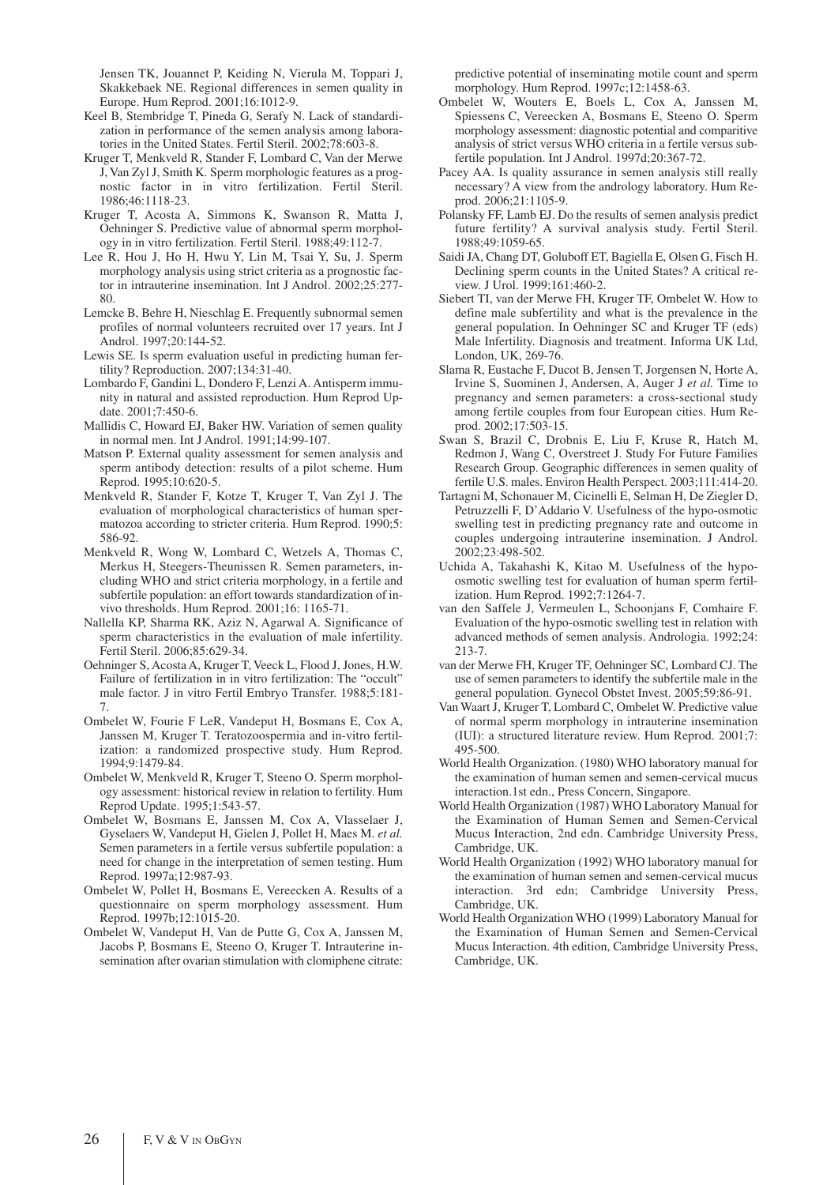Jensen TK, Jouannet P, Keiding N, Vierula M, Toppari J, Skakkebaek NE. Regional differences in semen quality in Europe. Hum Reprod. 2001;16:1012-9.

Keel B, Stembridge T, Pineda G, Serafy N. Lack of standardization in performance of the semen analysis among laboratories in the United States. Fertil Steril. 2002;78:603-8.

Kruger T, Menkveld R, Stander F, Lombard C, Van der Merwe J, Van Zyl J, Smith K. Sperm morphologic features as a prognostic factor in in vitro fertilization. Fertil Steril. 1986;46:1118-23.

Kruger T, Acosta A, Simmons K, Swanson R, Matta J, Oehninger S. Predictive value of abnormal sperm morphology in in vitro fertilization. Fertil Steril. 1988;49:112-7.

Lee R, Hou J, Ho H, Hwu Y, Lin M, Tsai Y, Su, J. Sperm morphology analysis using strict criteria as a prognostic factor in intrauterine insemination. Int J Androl. 2002;25:277-80.

Lemcke B, Behre H, Nieschlag E. Frequently subnormal semen profiles of normal volunteers recruited over 17 years. Int J Androl. 1997;20:144-52.

Lewis SE. Is sperm evaluation useful in predicting human fertility? Reproduction. 2007;134:31-40.

Lombardo F, Gandini L, Dondero F, Lenzi A. Antisperm immunity in natural and assisted reproduction. Hum Reprod Update. 2001;7:450-6.

Mallidis C, Howard EJ, Baker HW. Variation of semen quality in normal men. Int J Androl. 1991;14:99-107.

Matson P. External quality assessment for semen analysis and sperm antibody detection: results of a pilot scheme. Hum Reprod. 1995;10:620-5.

Menkveld R, Stander F, Kotze T, Kruger T, Van Zyl J. The evaluation of morphological characteristics of human spermatozoa according to stricter criteria. Hum Reprod. 1990;5: 586-92.

Menkveld R, Wong W, Lombard C, Wetzels A, Thomas C, Merkus H, Steegers-Theunissen R. Semen parameters, including WHO and strict criteria morphology, in a fertile and subfertile population: an effort towards standardization of invivo thresholds. Hum Reprod. 2001;16: 1165-71.

Nallella KP, Sharma RK, Aziz N, Agarwal A. Significance of sperm characteristics in the evaluation of male infertility. Fertil Steril. 2006;85:629-34.

Oehninger S, Acosta A, Kruger T, Veeck L, Flood J, Jones, H.W. Failure of fertilization in in vitro fertilization: The "occult" male factor. J in vitro Fertil Embryo Transfer. 1988;5:181-7.

Ombelet W, Fourie F LeR, Vandeput H, Bosmans E, Cox A, Janssen M, Kruger T. Teratozoospermia and in-vitro fertilization: a randomized prospective study. Hum Reprod. 1994;9:1479-84.

Ombelet W, Menkveld R, Kruger T, Steeno O. Sperm morphology assessment: historical review in relation to fertility. Hum Reprod Update. 1995;1:543-57.

Ombelet W, Bosmans E, Janssen M, Cox A, Vlasselaer J, Gyselaers W, Vandeput H, Gielen J, Pollet H, Maes M. *et al.* Semen parameters in a fertile versus subfertile population: a need for change in the interpretation of semen testing. Hum Reprod. 1997a;12:987-93.

Ombelet W, Pollet H, Bosmans E, Vereecken A. Results of a questionnaire on sperm morphology assessment. Hum Reprod. 1997b;12:1015-20.

Ombelet W, Vandeput H, Van de Putte G, Cox A, Janssen M, Jacobs P, Bosmans E, Steeno O, Kruger T. Intrauterine insemination after ovarian stimulation with clomiphene citrate: predictive potential of inseminating motile count and sperm morphology. Hum Reprod. 1997c;12:1458-63.

Ombelet W, Wouters E, Boels L, Cox A, Janssen M, Spiessens C, Vereecken A, Bosmans E, Steeno O. Sperm morphology assessment: diagnostic potential and comparitive analysis of strict versus WHO criteria in a fertile versus subfertile population. Int J Androl. 1997d;20:367-72.

Pacey AA. Is quality assurance in semen analysis still really necessary? A view from the andrology laboratory. Hum Reprod. 2006;21:1105-9.

Polansky FF, Lamb EJ. Do the results of semen analysis predict future fertility? A survival analysis study. Fertil Steril. 1988;49:1059-65.

Saidi JA, Chang DT, Goluboff ET, Bagiella E, Olsen G, Fisch H. Declining sperm counts in the United States? A critical review. J Urol. 1999;161:460-2.

Siebert TI, van der Merwe FH, Kruger TF, Ombelet W. How to define male subfertility and what is the prevalence in the general population. In Oehninger SC and Kruger TF (eds) Male Infertility. Diagnosis and treatment. Informa UK Ltd, London, UK, 269-76.

Slama R, Eustache F, Ducot B, Jensen T, Jorgensen N, Horte A, Irvine S, Suominen J, Andersen, A, Auger J *et al.* Time to pregnancy and semen parameters: a cross-sectional study among fertile couples from four European cities. Hum Reprod. 2002;17:503-15.

Swan S, Brazil C, Drobnis E, Liu F, Kruse R, Hatch M, Redmon J, Wang C, Overstreet J. Study For Future Families Research Group. Geographic differences in semen quality of fertile U.S. males. Environ Health Perspect. 2003;111:414-20.

Tartagni M, Schonauer M, Cicinelli E, Selman H, De Ziegler D, Petruzzelli F, D'Addario V. Usefulness of the hypo-osmotic swelling test in predicting pregnancy rate and outcome in couples undergoing intrauterine insemination. J Androl. 2002;23:498-502.

Uchida A, Takahashi K, Kitao M. Usefulness of the hypo-osmotic swelling test for evaluation of human sperm fertilization. Hum Reprod. 1992;7:1264-7.

van den Saffele J, Vermeulen L, Schoonjans F, Comhaire F. Evaluation of the hypo-osmotic swelling test in relation with advanced methods of semen analysis. Andrologia. 1992;24: 213-7.

van der Merwe FH, Kruger TF, Oehninger SC, Lombard CJ. The use of semen parameters to identify the subfertile male in the general population. Gynecol Obstet Invest. 2005;59:86-91.

Van Waart J, Kruger T, Lombard C, Ombelet W. Predictive value of normal sperm morphology in intrauterine insemination (IUI): a structured literature review. Hum Reprod. 2001;7: 495-500.

World Health Organization. (1980) WHO laboratory manual for the examination of human semen and semen-cervical mucus interaction.1st edn., Press Concern, Singapore.

World Health Organization (1987) WHO Laboratory Manual for the Examination of Human Semen and Semen-Cervical Mucus Interaction, 2nd edn. Cambridge University Press, Cambridge, UK.

World Health Organization (1992) WHO laboratory manual for the examination of human semen and semen-cervical mucus interaction. 3rd edn; Cambridge University Press, Cambridge, UK.

World Health Organization WHO (1999) Laboratory Manual for the Examination of Human Semen and Semen-Cervical Mucus Interaction. 4th edition, Cambridge University Press, Cambridge, UK.